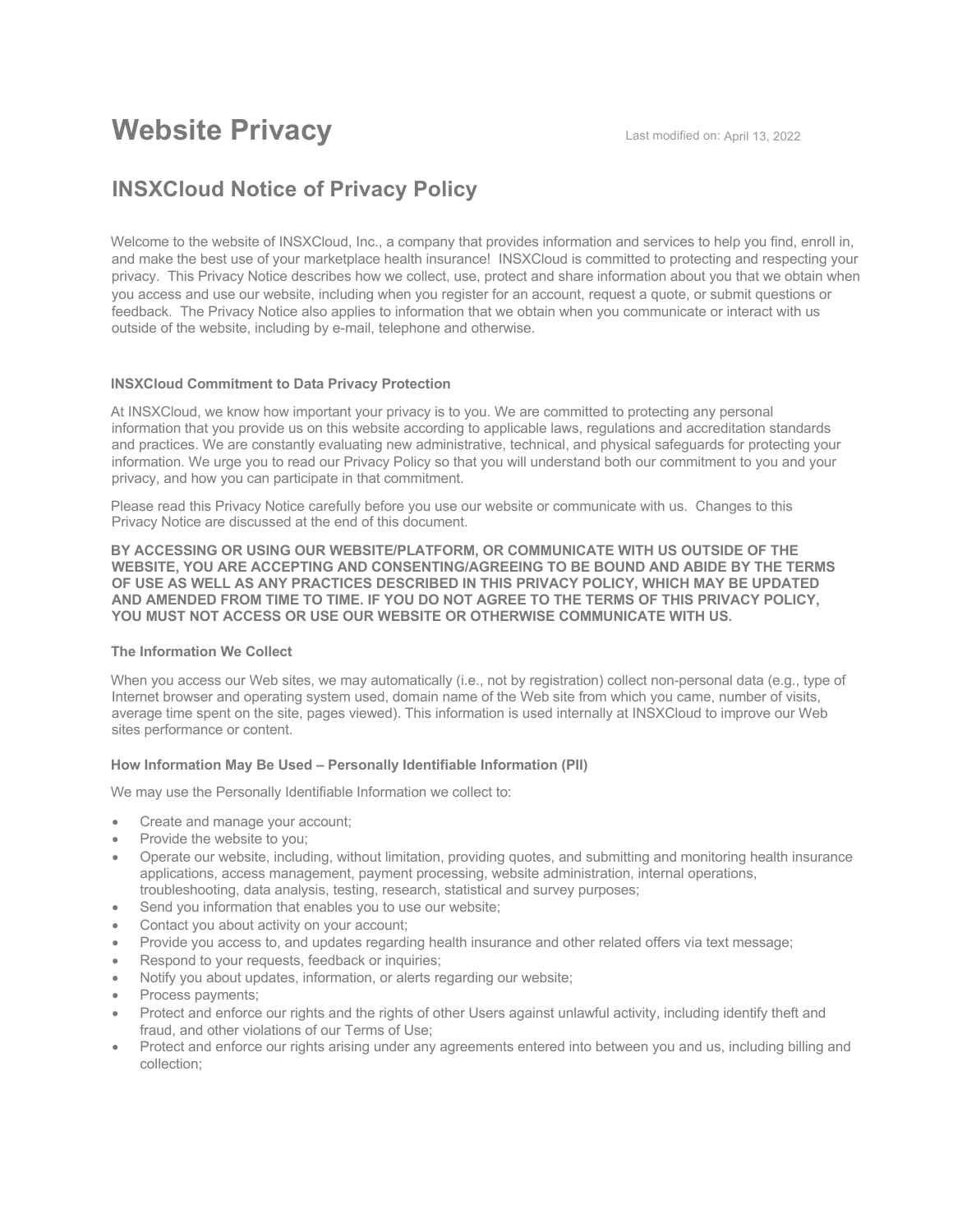# Website Privacy

Last modified on: April 13, 2022

## INSXCloud Notice of Privacy Policy

Welcome to the website of INSXCloud, Inc., a company that provides information and services to help you find, enroll in, and make the best use of your marketplace health insurance! INSXCloud is committed to protecting and respecting your privacy. This Privacy Notice describes how we collect, use, protect and share information about you that we obtain when you access and use our website, including when you register for an account, request a quote, or submit questions or feedback. The Privacy Notice also applies to information that we obtain when you communicate or interact with us outside of the website, including by e-mail, telephone and otherwise.

#### INSXCloud Commitment to Data Privacy Protection

At INSXCloud, we know how important your privacy is to you. We are committed to protecting any personal information that you provide us on this website according to applicable laws, regulations and accreditation standards and practices. We are constantly evaluating new administrative, technical, and physical safeguards for protecting your information. We urge you to read our Privacy Policy so that you will understand both our commitment to you and your privacy, and how you can participate in that commitment.

Please read this Privacy Notice carefully before you use our website or communicate with us. Changes to this Privacy Notice are discussed at the end of this document.

**BY ACCESSING OR USING OUR WEBSITE/PLATFORM, OR COMMUNICATE WITH US OUTSIDE OF THE WEBSITE, YOU ARE ACCEPTING AND CONSENTING/AGREEING TO BE BOUND AND ABIDE BY THE TERMS OF USE AS WELL AS ANY PRACTICES DESCRIBED IN THIS PRIVACY POLICY, WHICH MAY BE UPDATED AND AMENDED FROM TIME TO TIME. IF YOU DO NOT AGREE TO THE TERMS OF THIS PRIVACY POLICY, YOU MUST NOT ACCESS OR USE OUR WEBSITE OR OTHERWISE COMMUNICATE WITH US.**

#### The Information We Collect

When you access our Web sites, we may automatically (i.e., not by registration) collect non-personal data (e.g., type of Internet browser and operating system used, domain name of the Web site from which you came, number of visits, average time spent on the site, pages viewed). This information is used internally at INSXCloud to improve our Web sites performance or content.

#### How Information May Be Used – Personally Identifiable Information (PII)

We may use the Personally Identifiable Information we collect to:

- Create and manage your account;
- Provide the website to you;
- Operate our website, including, without limitation, providing quotes, and submitting and monitoring health insurance applications, access management, payment processing, website administration, internal operations, troubleshooting, data analysis, testing, research, statistical and survey purposes;
- Send you information that enables you to use our website;
- Contact you about activity on your account;
- Provide you access to, and updates regarding health insurance and other related offers via text message;
- Respond to your requests, feedback or inquiries;
- Notify you about updates, information, or alerts regarding our website;
- Process payments;
- Protect and enforce our rights and the rights of other Users against unlawful activity, including identify theft and fraud, and other violations of our Terms of Use;
- Protect and enforce our rights arising under any agreements entered into between you and us, including billing and collection;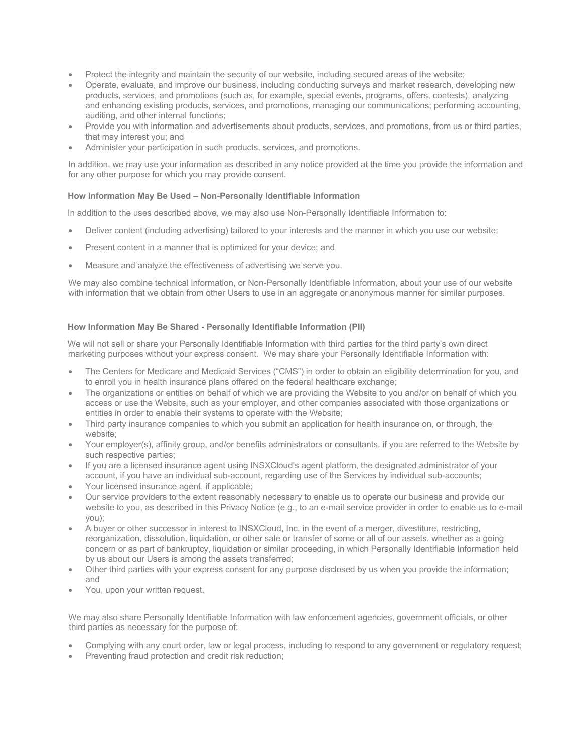- Protect the integrity and maintain the security of our website, including secured areas of the website;
- Operate, evaluate, and improve our business, including conducting surveys and market research, developing new products, services, and promotions (such as, for example, special events, programs, offers, contests), analyzing and enhancing existing products, services, and promotions, managing our communications; performing accounting, auditing, and other internal functions;
- Provide you with information and advertisements about products, services, and promotions, from us or third parties, that may interest you; and
- Administer your participation in such products, services, and promotions.

In addition, we may use your information as described in any notice provided at the time you provide the information and for any other purpose for which you may provide consent.

**How Information May Be Used – Non-Personally Identifiable Information**

In addition to the uses described above, we may also use Non-Personally Identifiable Information to:

- Deliver content (including advertising) tailored to your interests and the manner in which you use our website;
- Present content in a manner that is optimized for your device; and
- Measure and analyze the effectiveness of advertising we serve you.

We may also combine technical information, or Non-Personally Identifiable Information, about your use of our website with information that we obtain from other Users to use in an aggregate or anonymous manner for similar purposes.

**How Information May Be Shared - Personally Identifiable Information (PII)**

We will not sell or share your Personally Identifiable Information with third parties for the third party's own direct marketing purposes without your express consent. We may share your Personally Identifiable Information with:

- The Centers for Medicare and Medicaid Services ("CMS") in order to obtain an eligibility determination for you, and to enroll you in health insurance plans offered on the federal healthcare exchange;
- The organizations or entities on behalf of which we are providing the Website to you and/or on behalf of which you access or use the Website, such as your employer, and other companies associated with those organizations or entities in order to enable their systems to operate with the Website;
- Third party insurance companies to which you submit an application for health insurance on, or through, the website;
- Your employer(s), affinity group, and/or benefits administrators or consultants, if you are referred to the Website by such respective parties;
- If you are a licensed insurance agent using INSXCloud's agent platform, the designated administrator of your account, if you have an individual sub-account, regarding use of the Services by individual sub-accounts;
- Your licensed insurance agent, if applicable;
- Our service providers to the extent reasonably necessary to enable us to operate our business and provide our website to you, as described in this Privacy Notice (e.g., to an e-mail service provider in order to enable us to e-mail you);
- A buyer or other successor in interest to INSXCloud, Inc. in the event of a merger, divestiture, restricting, reorganization, dissolution, liquidation, or other sale or transfer of some or all of our assets, whether as a going concern or as part of bankruptcy, liquidation or similar proceeding, in which Personally Identifiable Information held by us about our Users is among the assets transferred;
- Other third parties with your express consent for any purpose disclosed by us when you provide the information; and
- You, upon your written request.

We may also share Personally Identifiable Information with law enforcement agencies, government officials, or other third parties as necessary for the purpose of:

- Complying with any court order, law or legal process, including to respond to any government or regulatory request;
- Preventing fraud protection and credit risk reduction;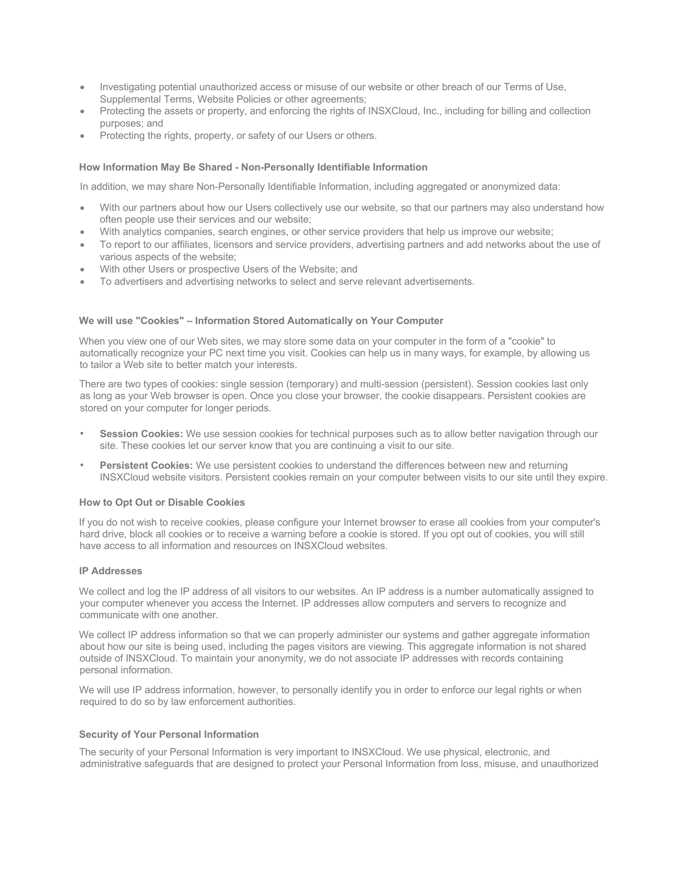- Investigating potential unauthorized access or misuse of our website or other breach of our Terms of Use, Supplemental Terms, Website Policies or other agreements;
- Protecting the assets or property, and enforcing the rights of INSXCloud, Inc., including for billing and collection purposes; and
- Protecting the rights, property, or safety of our Users or others.

**How Information May Be Shared - Non-Personally Identifiable Information**

In addition, we may share Non-Personally Identifiable Information, including aggregated or anonymized data:

- With our partners about how our Users collectively use our website, so that our partners may also understand how often people use their services and our website;
- With analytics companies, search engines, or other service providers that help us improve our website;
- To report to our affiliates, licensors and service providers, advertising partners and add networks about the use of various aspects of the website;
- With other Users or prospective Users of the Website; and
- To advertisers and advertising networks to select and serve relevant advertisements.

**We will use "Cookies" – Information Stored Automatically on Your Computer**

When you view one of our Web sites, we may store some data on your computer in the form of a "cookie" to automatically recognize your PC next time you visit. Cookies can help us in many ways, for example, by allowing us to tailor a Web site to better match your interests.

There are two types of cookies: single session (temporary) and multi-session (persistent). Session cookies last only as long as your Web browser is open. Once you close your browser, the cookie disappears. Persistent cookies are stored on your computer for longer periods.

- **Session Cookies:** We use session cookies for technical purposes such as to allow better navigation through our site. These cookies let our server know that you are continuing a visit to our site.
- **Persistent Cookies:** We use persistent cookies to understand the differences between new and returning INSXCloud website visitors. Persistent cookies remain on your computer between visits to our site until they expire.

**How to Opt Out or Disable Cookies**

If you do not wish to receive cookies, please configure your Internet browser to erase all cookies from your computer's hard drive, block all cookies or to receive a warning before a cookie is stored. If you opt out of cookies, you will still have access to all information and resources on INSXCloud websites.

**IP Addresses**

We collect and log the IP address of all visitors to our websites. An IP address is a number automatically assigned to your computer whenever you access the Internet. IP addresses allow computers and servers to recognize and communicate with one another.

We collect IP address information so that we can properly administer our systems and gather aggregate information about how our site is being used, including the pages visitors are viewing. This aggregate information is not shared outside of INSXCloud. To maintain your anonymity, we do not associate IP addresses with records containing personal information.

We will use IP address information, however, to personally identify you in order to enforce our legal rights or when required to do so by law enforcement authorities.

**Security of Your Personal Information**

The security of your Personal Information is very important to INSXCloud. We use physical, electronic, and administrative safeguards that are designed to protect your Personal Information from loss, misuse, and unauthorized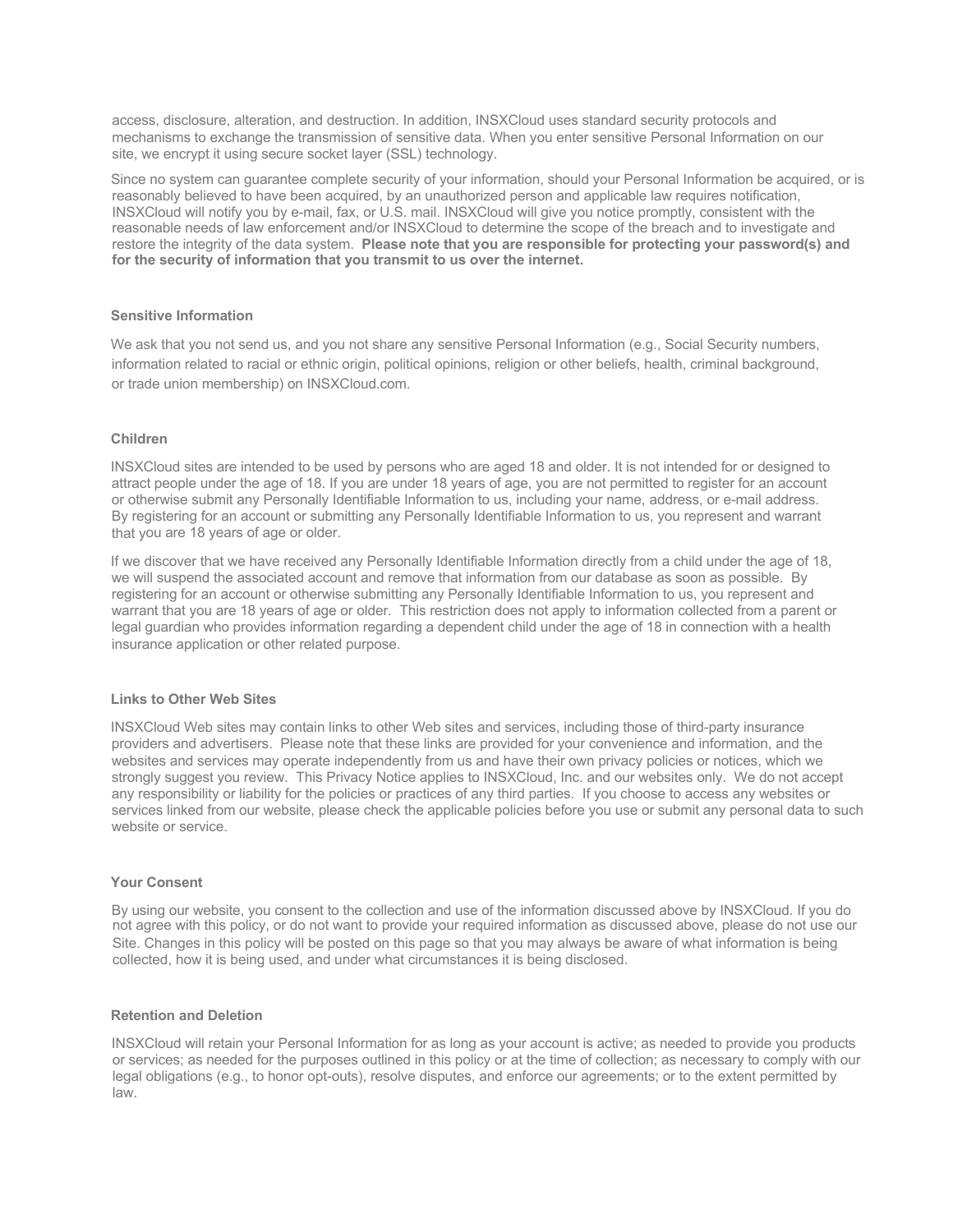access, disclosure, alteration, and destruction. In addition, INSXCloud uses standard security protocols and mechanisms to exchange the transmission of sensitive data. When you enter sensitive Personal Information on our site, we encrypt it using secure socket layer (SSL) technology.

Since no system can guarantee complete security of your information, should your Personal Information be acquired, or is reasonably believed to have been acquired, by an unauthorized person and applicable law requires notification, INSXCloud will notify you by e-mail, fax, or U.S. mail. INSXCloud will give you notice promptly, consistent with the reasonable needs of law enforcement and/or INSXCloud to determine the scope of the breach and to investigate and restore the integrity of the data system. **Please note that you are responsible for protecting your password(s) and for the security of information that you transmit to us over the internet.**

### Sensitive Information

We ask that you not send us, and you not share any sensitive Personal Information (e.g., Social Security numbers, information related to racial or ethnic origin, political opinions, religion or other beliefs, health, criminal background, or trade union membership) on INSXCloud.com.

### Children

INSXCloud sites are intended to be used by persons who are aged 18 and older. It is not intended for or designed to attract people under the age of 18. If you are under 18 years of age, you are not permitted to register for an account or otherwise submit any Personally Identifiable Information to us, including your name, address, or e-mail address. By registering for an account or submitting any Personally Identifiable Information to us, you represent and warrant that you are 18 years of age or older.

If we discover that we have received any Personally Identifiable Information directly from a child under the age of 18, we will suspend the associated account and remove that information from our database as soon as possible. By registering for an account or otherwise submitting any Personally Identifiable Information to us, you represent and warrant that you are 18 years of age or older. This restriction does not apply to information collected from a parent or legal guardian who provides information regarding a dependent child under the age of 18 in connection with a health insurance application or other related purpose.

### Links to Other Web Sites

INSXCloud Web sites may contain links to other Web sites and services, including those of third-party insurance providers and advertisers. Please note that these links are provided for your convenience and information, and the websites and services may operate independently from us and have their own privacy policies or notices, which we strongly suggest you review. This Privacy Notice applies to INSXCloud, Inc. and our websites only. We do not accept any responsibility or liability for the policies or practices of any third parties. If you choose to access any websites or services linked from our website, please check the applicable policies before you use or submit any personal data to such website or service.

### Your Consent

By using our website, you consent to the collection and use of the information discussed above by INSXCloud. If you do not agree with this policy, or do not want to provide your required information as discussed above, please do not use our Site. Changes in this policy will be posted on this page so that you may always be aware of what information is being collected, how it is being used, and under what circumstances it is being disclosed.

### Retention and Deletion

INSXCloud will retain your Personal Information for as long as your account is active; as needed to provide you products or services; as needed for the purposes outlined in this policy or at the time of collection; as necessary to comply with our legal obligations (e.g., to honor opt-outs), resolve disputes, and enforce our agreements; or to the extent permitted by law.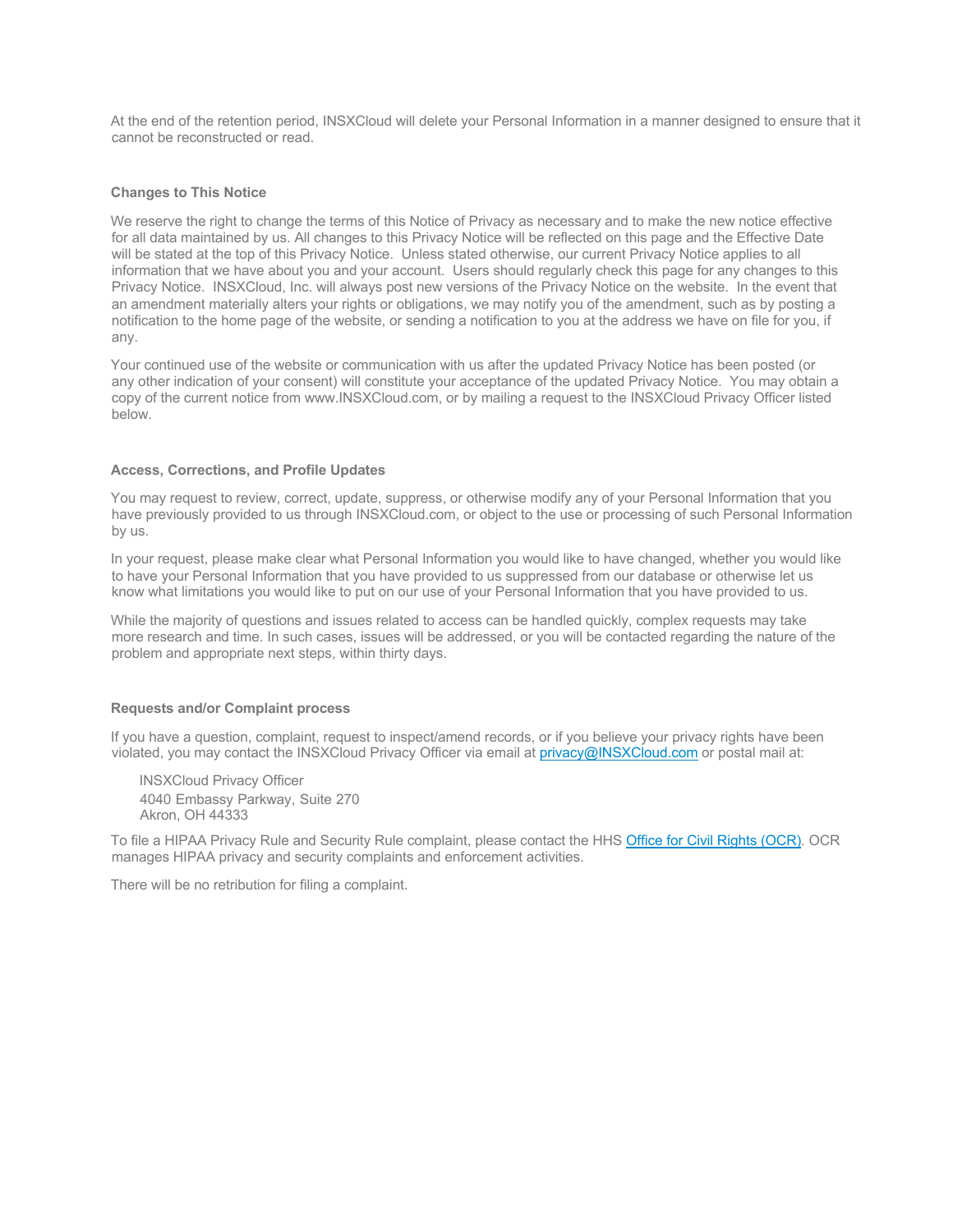At the end of the retention period, INSXCloud will delete your Personal Information in a manner designed to ensure that it cannot be reconstructed or read.

### Changes to This Notice

We reserve the right to change the terms of this Notice of Privacy as necessary and to make the new notice effective for all data maintained by us. All changes to this Privacy Notice will be reflected on this page and the Effective Date will be stated at the top of this Privacy Notice. Unless stated otherwise, our current Privacy Notice applies to all information that we have about you and your account. Users should regularly check this page for any changes to this Privacy Notice. INSXCloud, Inc. will always post new versions of the Privacy Notice on the website. In the event that an amendment materially alters your rights or obligations, we may notify you of the amendment, such as by posting a notification to the home page of the website, or sending a notification to you at the address we have on file for you, if any.

Your continued use of the website or communication with us after the updated Privacy Notice has been posted (or any other indication of your consent) will constitute your acceptance of the updated Privacy Notice. You may obtain a copy of the current notice from www.INSXCloud.com, or by mailing a request to the INSXCloud Privacy Officer listed below.

### Access, Corrections, and Profile Updates

You may request to review, correct, update, suppress, or otherwise modify any of your Personal Information that you have previously provided to us through INSXCloud.com, or object to the use or processing of such Personal Information by us.

In your request, please make clear what Personal Information you would like to have changed, whether you would like to have your Personal Information that you have provided to us suppressed from our database or otherwise let us know what limitations you would like to put on our use of your Personal Information that you have provided to us.

While the majority of questions and issues related to access can be handled quickly, complex requests may take more research and time. In such cases, issues will be addressed, or you will be contacted regarding the nature of the problem and appropriate next steps, within thirty days.

### Requests and/or Complaint process

If you have a question, complaint, request to inspect/amend records, or if you believe your privacy rights have been violated, you may contact the INSXCloud Privacy Officer via email at privacy@INSXCloud.com or postal mail at:

> INSXCloud Privacy Officer
> 4040 Embassy Parkway, Suite 270
> Akron, OH 44333

To file a HIPAA Privacy Rule and Security Rule complaint, please contact the HHS Office for Civil Rights (OCR). OCR manages HIPAA privacy and security complaints and enforcement activities.

There will be no retribution for filing a complaint.